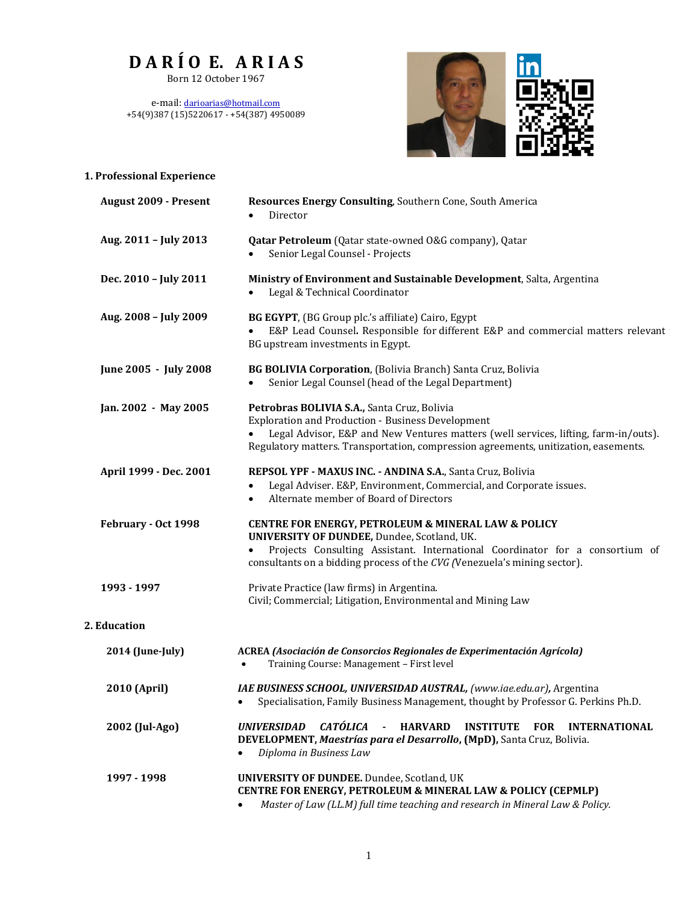# DARÍO E. ARIAS

Born 12 October 1967

e-mail: darioarias@hotmail.com
+54(9)387 (15)5220617 - +54(387) 4950089

## 1. Professional Experience

**August 2009 - Present**
**Resources Energy Consulting**, Southern Cone, South America
- Director

**Aug. 2011 – July 2013**
**Qatar Petroleum** (Qatar state-owned O&G company), Qatar
- Senior Legal Counsel - Projects

**Dec. 2010 – July 2011**
**Ministry of Environment and Sustainable Development**, Salta, Argentina
- Legal & Technical Coordinator

**Aug. 2008 – July 2009**
**BG EGYPT**, (BG Group plc.'s affiliate) Cairo, Egypt
- E&P Lead Counsel**.** Responsible for different E&P and commercial matters relevant BG upstream investments in Egypt.

**June 2005 - July 2008**
**BG BOLIVIA Corporation**, (Bolivia Branch) Santa Cruz, Bolivia
- Senior Legal Counsel (head of the Legal Department)

**Jan. 2002 - May 2005**
**Petrobras BOLIVIA S.A.,** Santa Cruz, Bolivia
Exploration and Production - Business Development
- Legal Advisor, E&P and New Ventures matters (well services, lifting, farm-in/outs). Regulatory matters. Transportation, compression agreements, unitization, easements.

**April 1999 - Dec. 2001**
**REPSOL YPF - MAXUS INC. - ANDINA S.A.**, Santa Cruz, Bolivia
- Legal Adviser. E&P, Environment, Commercial, and Corporate issues.
- Alternate member of Board of Directors

**February - Oct 1998**
**CENTRE FOR ENERGY, PETROLEUM & MINERAL LAW & POLICY**
**UNIVERSITY OF DUNDEE,** Dundee, Scotland, UK.
- Projects Consulting Assistant. International Coordinator for a consortium of consultants on a bidding process of the *CVG (*Venezuela's mining sector).

**1993 - 1997**
Private Practice (law firms) in Argentina.
Civil; Commercial; Litigation, Environmental and Mining Law

## 2. Education

**2014 (June-July)**
**ACREA** ***(Asociación de Consorcios Regionales de Experimentación Agrícola)***
- Training Course: Management – First level

**2010 (April)**
***IAE BUSINESS SCHOOL, UNIVERSIDAD AUSTRAL,*** *(www.iae.edu.ar)***,** Argentina
- Specialisation, Family Business Management, thought by Professor G. Perkins Ph.D.

**2002 (Jul-Ago)**
***UNIVERSIDAD CATÓLICA*** **- HARVARD INSTITUTE FOR INTERNATIONAL DEVELOPMENT,** ***Maestrías para el Desarrollo*****, (MpD),** Santa Cruz, Bolivia.
- *Diploma in Business Law*

**1997 - 1998**
**UNIVERSITY OF DUNDEE.** Dundee, Scotland, UK
**CENTRE FOR ENERGY, PETROLEUM & MINERAL LAW & POLICY (CEPMLP)**
- *Master of Law (LL.M) full time teaching and research in Mineral Law & Policy.*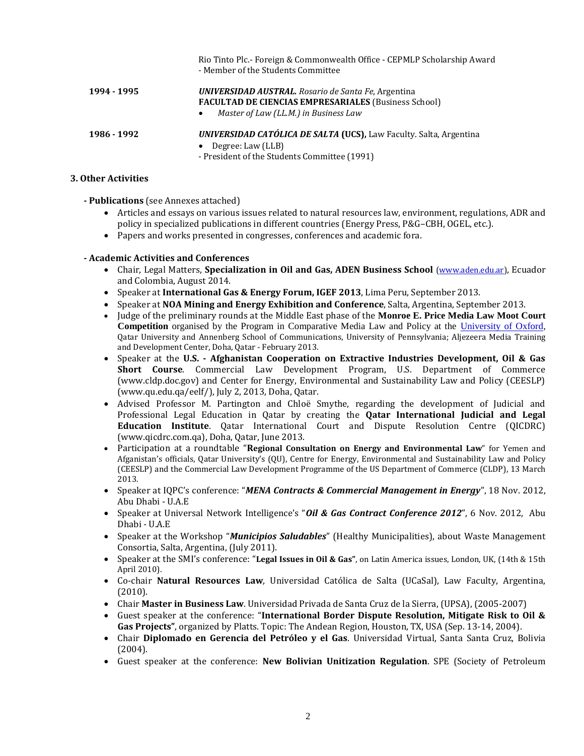Rio Tinto Plc.- Foreign & Commonwealth Office - CEPMLP Scholarship Award
- Member of the Students Committee

**1994 - 1995** ***UNIVERSIDAD AUSTRAL.*** *Rosario de Santa Fe*, Argentina
**FACULTAD DE CIENCIAS EMPRESARIALES** (Business School)

- *Master of Law (LL.M.) in Business Law*

**1986 - 1992** ***UNIVERSIDAD CATÓLICA DE SALTA*** **(UCS),** Law Faculty. Salta, Argentina

- Degree: Law (LLB)

- President of the Students Committee (1991)

### 3. Other Activities

**- Publications** (see Annexes attached)

- Articles and essays on various issues related to natural resources law, environment, regulations, ADR and policy in specialized publications in different countries (Energy Press, P&G–CBH, OGEL, etc.).
- Papers and works presented in congresses, conferences and academic fora.

**- Academic Activities and Conferences**

- Chair, Legal Matters, **Specialization in Oil and Gas, ADEN Business School** (www.aden.edu.ar), Ecuador and Colombia, August 2014.
- Speaker at **International Gas & Energy Forum, IGEF 2013**, Lima Peru, September 2013.
- Speaker at **NOA Mining and Energy Exhibition and Conference**, Salta, Argentina, September 2013.
- Judge of the preliminary rounds at the Middle East phase of the **Monroe E. Price Media Law Moot Court Competition** organised by the Program in Comparative Media Law and Policy at the University of Oxford, Qatar University and Annenberg School of Communications, University of Pennsylvania; Aljezeera Media Training and Development Center, Doha, Qatar - February 2013.
- Speaker at the **U.S. - Afghanistan Cooperation on Extractive Industries Development, Oil & Gas Short Course**. Commercial Law Development Program, U.S. Department of Commerce (www.cldp.doc.gov) and Center for Energy, Environmental and Sustainability Law and Policy (CEESLP) (www.qu.edu.qa/eelf/), July 2, 2013, Doha, Qatar.
- Advised Professor M. Partington and Chloë Smythe, regarding the development of Judicial and Professional Legal Education in Qatar by creating the **Qatar International Judicial and Legal Education Institute**. Qatar International Court and Dispute Resolution Centre (QICDRC) (www.qicdrc.com.qa), Doha, Qatar, June 2013.
- Participation at a roundtable "**Regional Consultation on Energy and Environmental Law**" for Yemen and Afganistan's officials, Qatar University's (QU), Centre for Energy, Environmental and Sustainability Law and Policy (CEESLP) and the Commercial Law Development Programme of the US Department of Commerce (CLDP), 13 March 2013.
- Speaker at IQPC's conference: "***MENA Contracts & Commercial Management in Energy***", 18 Nov. 2012, Abu Dhabi - U.A.E
- Speaker at Universal Network Intelligence's "***Oil & Gas Contract Conference 2012***", 6 Nov. 2012, Abu Dhabi - U.A.E
- Speaker at the Workshop "***Municipios Saludables***" (Healthy Municipalities), about Waste Management Consortia, Salta, Argentina, (July 2011).
- Speaker at the SMI's conference: "**Legal Issues in Oil & Gas"**, on Latin America issues, London, UK, (14th & 15th April 2010).
- Co-chair **Natural Resources Law**, Universidad Católica de Salta (UCaSal), Law Faculty, Argentina, (2010).
- Chair **Master in Business Law**. Universidad Privada de Santa Cruz de la Sierra, (UPSA), (2005-2007)
- Guest speaker at the conference: "**International Border Dispute Resolution, Mitigate Risk to Oil & Gas Projects"**, organized by Platts. Topic: The Andean Region, Houston, TX, USA (Sep. 13-14, 2004).
- Chair **Diplomado en Gerencia del Petróleo y el Gas**. Universidad Virtual, Santa Santa Cruz, Bolivia (2004).
- Guest speaker at the conference: **New Bolivian Unitization Regulation**. SPE (Society of Petroleum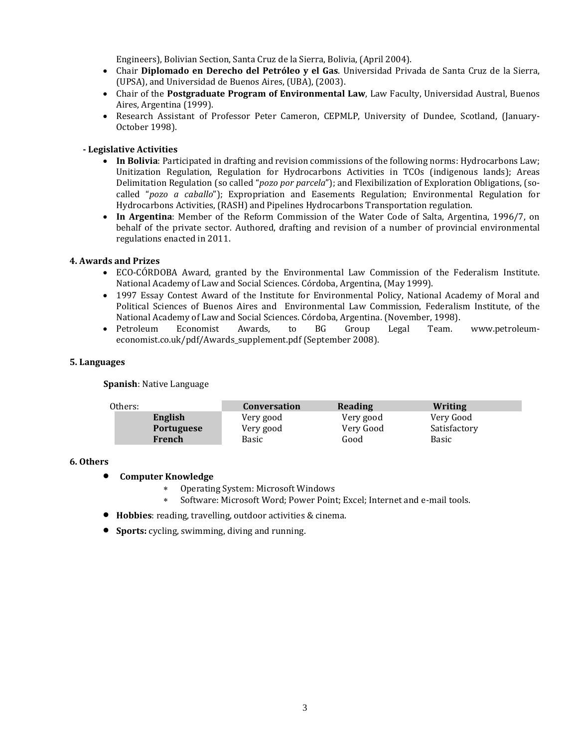Engineers), Bolivian Section, Santa Cruz de la Sierra, Bolivia, (April 2004).

- Chair **Diplomado en Derecho del Petróleo y el Gas**. Universidad Privada de Santa Cruz de la Sierra, (UPSA), and Universidad de Buenos Aires, (UBA), (2003).
- Chair of the **Postgraduate Program of Environmental Law**, Law Faculty, Universidad Austral, Buenos Aires, Argentina (1999).
- Research Assistant of Professor Peter Cameron, CEPMLP, University of Dundee, Scotland, (January-October 1998).

**- Legislative Activities**

- **In Bolivia**: Participated in drafting and revision commissions of the following norms: Hydrocarbons Law; Unitization Regulation, Regulation for Hydrocarbons Activities in TCOs (indigenous lands); Areas Delimitation Regulation (so called "*pozo por parcela*"); and Flexibilization of Exploration Obligations, (so-called "*pozo a caballo*"); Expropriation and Easements Regulation; Environmental Regulation for Hydrocarbons Activities, (RASH) and Pipelines Hydrocarbons Transportation regulation.
- **In Argentina**: Member of the Reform Commission of the Water Code of Salta, Argentina, 1996/7, on behalf of the private sector. Authored, drafting and revision of a number of provincial environmental regulations enacted in 2011.

## 4. Awards and Prizes

- ECO-CÓRDOBA Award, granted by the Environmental Law Commission of the Federalism Institute. National Academy of Law and Social Sciences. Córdoba, Argentina, (May 1999).
- 1997 Essay Contest Award of the Institute for Environmental Policy, National Academy of Moral and Political Sciences of Buenos Aires and Environmental Law Commission, Federalism Institute, of the National Academy of Law and Social Sciences. Córdoba, Argentina. (November, 1998).
- Petroleum Economist Awards, to BG Group Legal Team. www.petroleum-economist.co.uk/pdf/Awards_supplement.pdf (September 2008).

## 5. Languages

**Spanish**: Native Language

| Others: | Conversation | Reading | Writing |
|---|---|---|---|
| **English** | Very good | Very good | Very Good |
| **Portuguese** | Very good | Very Good | Satisfactory |
| **French** | Basic | Good | Basic |

## 6. Others

- **Computer Knowledge**
  - Operating System: Microsoft Windows
  - Software: Microsoft Word; Power Point; Excel; Internet and e-mail tools.
- **Hobbies**: reading, travelling, outdoor activities & cinema.
- **Sports:** cycling, swimming, diving and running.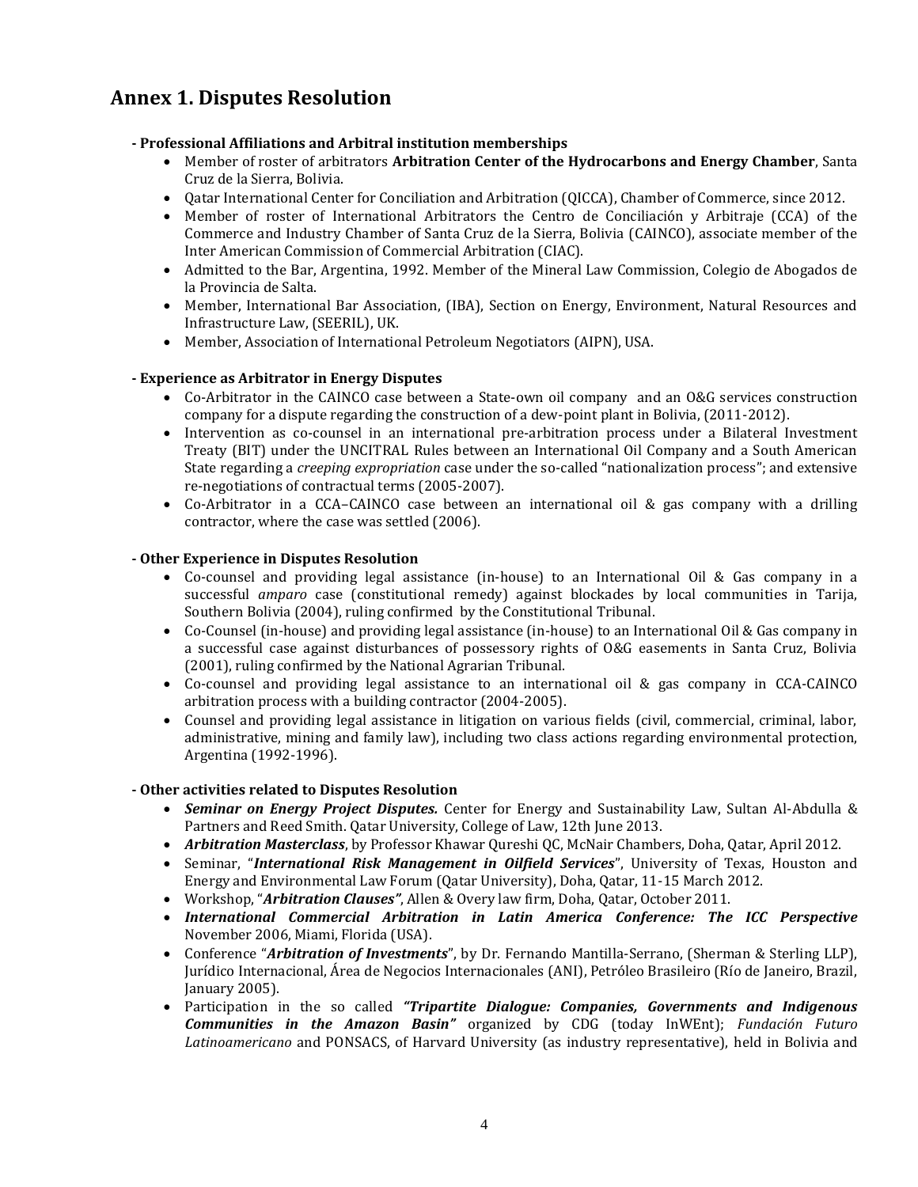## Annex 1. Disputes Resolution

**- Professional Affiliations and Arbitral institution memberships**

- Member of roster of arbitrators **Arbitration Center of the Hydrocarbons and Energy Chamber**, Santa Cruz de la Sierra, Bolivia.
- Qatar International Center for Conciliation and Arbitration (QICCA), Chamber of Commerce, since 2012.
- Member of roster of International Arbitrators the Centro de Conciliación y Arbitraje (CCA) of the Commerce and Industry Chamber of Santa Cruz de la Sierra, Bolivia (CAINCO), associate member of the Inter American Commission of Commercial Arbitration (CIAC).
- Admitted to the Bar, Argentina, 1992. Member of the Mineral Law Commission, Colegio de Abogados de la Provincia de Salta.
- Member, International Bar Association, (IBA), Section on Energy, Environment, Natural Resources and Infrastructure Law, (SEERIL), UK.
- Member, Association of International Petroleum Negotiators (AIPN), USA.

**- Experience as Arbitrator in Energy Disputes**

- Co-Arbitrator in the CAINCO case between a State-own oil company and an O&G services construction company for a dispute regarding the construction of a dew-point plant in Bolivia, (2011-2012).
- Intervention as co-counsel in an international pre-arbitration process under a Bilateral Investment Treaty (BIT) under the UNCITRAL Rules between an International Oil Company and a South American State regarding a *creeping expropriation* case under the so-called "nationalization process"; and extensive re-negotiations of contractual terms (2005-2007).
- Co-Arbitrator in a CCA–CAINCO case between an international oil & gas company with a drilling contractor, where the case was settled (2006).

**- Other Experience in Disputes Resolution**

- Co-counsel and providing legal assistance (in-house) to an International Oil & Gas company in a successful *amparo* case (constitutional remedy) against blockades by local communities in Tarija, Southern Bolivia (2004), ruling confirmed by the Constitutional Tribunal.
- Co-Counsel (in-house) and providing legal assistance (in-house) to an International Oil & Gas company in a successful case against disturbances of possessory rights of O&G easements in Santa Cruz, Bolivia (2001), ruling confirmed by the National Agrarian Tribunal.
- Co-counsel and providing legal assistance to an international oil & gas company in CCA-CAINCO arbitration process with a building contractor (2004-2005).
- Counsel and providing legal assistance in litigation on various fields (civil, commercial, criminal, labor, administrative, mining and family law), including two class actions regarding environmental protection, Argentina (1992-1996).

**- Other activities related to Disputes Resolution**

- ***Seminar on Energy Project Disputes.*** Center for Energy and Sustainability Law, Sultan Al-Abdulla & Partners and Reed Smith. Qatar University, College of Law, 12th June 2013.
- ***Arbitration Masterclass***, by Professor Khawar Qureshi QC, McNair Chambers, Doha, Qatar, April 2012.
- Seminar, "***International Risk Management in Oilfield Services***", University of Texas, Houston and Energy and Environmental Law Forum (Qatar University), Doha, Qatar, 11-15 March 2012.
- Workshop, "***Arbitration Clauses"***, Allen & Overy law firm, Doha, Qatar, October 2011.
- ***International Commercial Arbitration in Latin America Conference: The ICC Perspective*** November 2006, Miami, Florida (USA).
- Conference "***Arbitration of Investments***", by Dr. Fernando Mantilla-Serrano, (Sherman & Sterling LLP), Jurídico Internacional, Área de Negocios Internacionales (ANI), Petróleo Brasileiro (Río de Janeiro, Brazil, January 2005).
- Participation in the so called ***"Tripartite Dialogue: Companies, Governments and Indigenous Communities in the Amazon Basin"*** organized by CDG (today InWEnt); *Fundación Futuro Latinoamericano* and PONSACS, of Harvard University (as industry representative), held in Bolivia and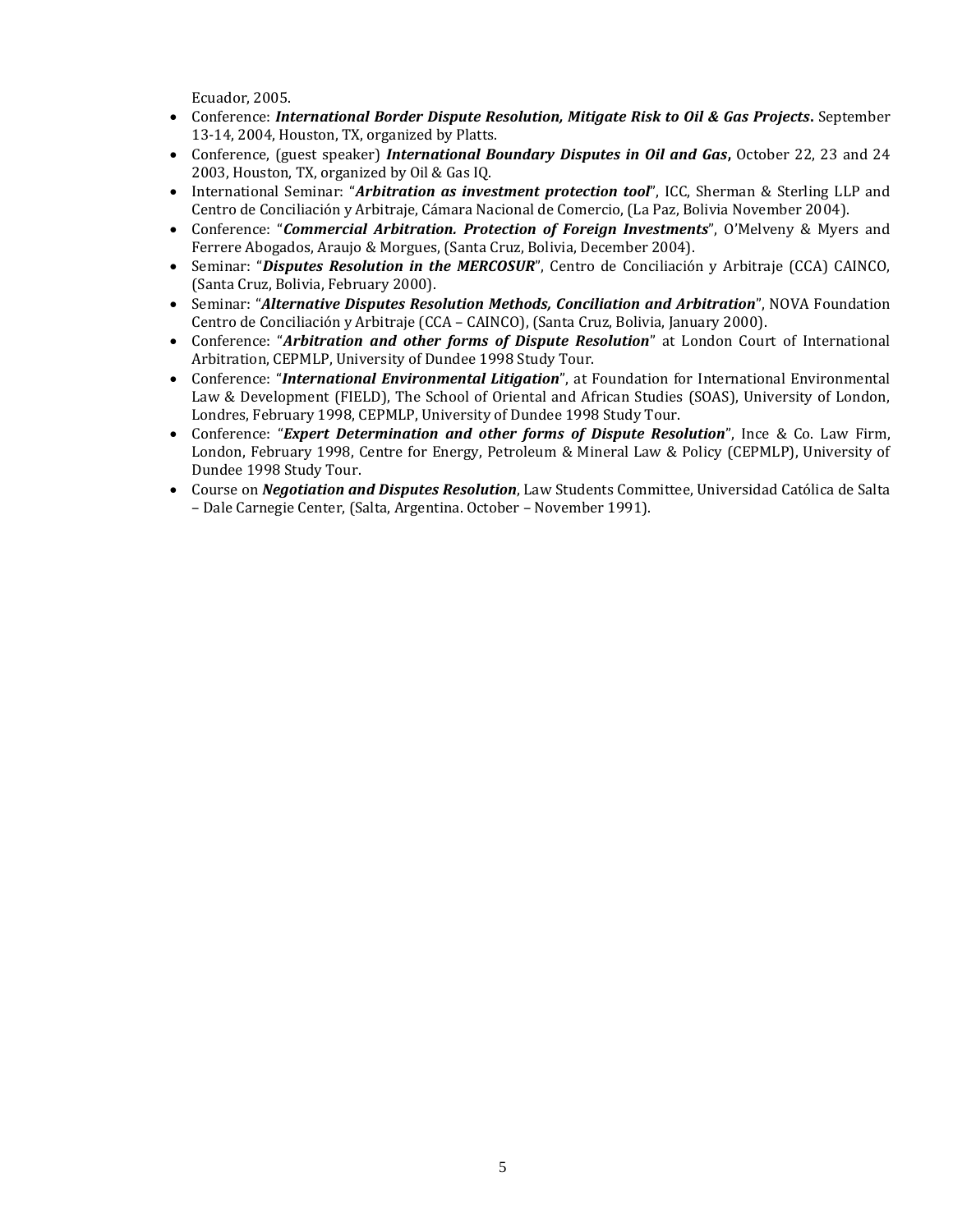Ecuador, 2005.

- Conference: ***International Border Dispute Resolution, Mitigate Risk to Oil & Gas Projects*.** September 13-14, 2004, Houston, TX, organized by Platts.
- Conference, (guest speaker) ***International Boundary Disputes in Oil and Gas*,** October 22, 23 and 24 2003, Houston, TX, organized by Oil & Gas IQ.
- International Seminar: "***Arbitration as investment protection tool***", ICC, Sherman & Sterling LLP and Centro de Conciliación y Arbitraje, Cámara Nacional de Comercio, (La Paz, Bolivia November 2004).
- Conference: "***Commercial Arbitration. Protection of Foreign Investments***", O'Melveny & Myers and Ferrere Abogados, Araujo & Morgues, (Santa Cruz, Bolivia, December 2004).
- Seminar: "***Disputes Resolution in the MERCOSUR***", Centro de Conciliación y Arbitraje (CCA) CAINCO, (Santa Cruz, Bolivia, February 2000).
- Seminar: "***Alternative Disputes Resolution Methods, Conciliation and Arbitration***", NOVA Foundation Centro de Conciliación y Arbitraje (CCA – CAINCO), (Santa Cruz, Bolivia, January 2000).
- Conference: "***Arbitration and other forms of Dispute Resolution***" at London Court of International Arbitration, CEPMLP, University of Dundee 1998 Study Tour.
- Conference: "***International Environmental Litigation***", at Foundation for International Environmental Law & Development (FIELD), The School of Oriental and African Studies (SOAS), University of London, Londres, February 1998, CEPMLP, University of Dundee 1998 Study Tour.
- Conference: "***Expert Determination and other forms of Dispute Resolution***", Ince & Co. Law Firm, London, February 1998, Centre for Energy, Petroleum & Mineral Law & Policy (CEPMLP), University of Dundee 1998 Study Tour.
- Course on ***Negotiation and Disputes Resolution***, Law Students Committee, Universidad Católica de Salta – Dale Carnegie Center, (Salta, Argentina. October – November 1991).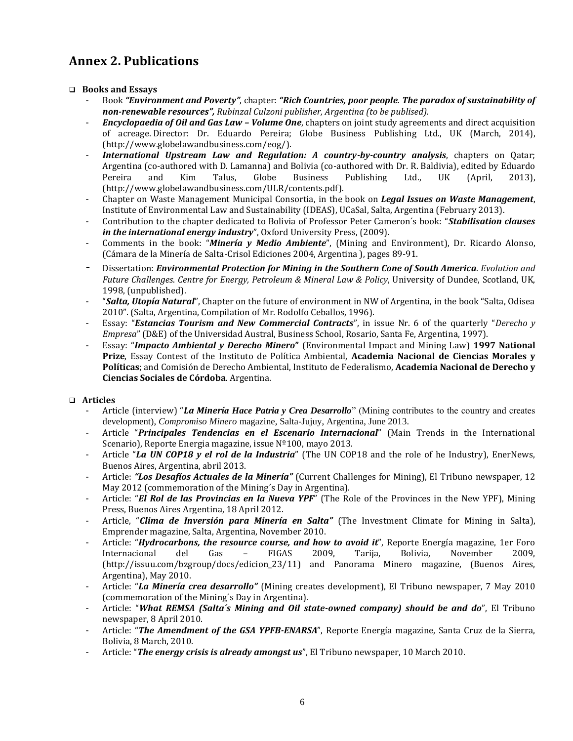## Annex 2. Publications

- **Books and Essays**
  - Book ***"Environment and Poverty"***, chapter: ***"Rich Countries, poor people. The paradox of sustainability of non-renewable resources",*** *Rubinzal Culzoni publisher, Argentina (to be publised).*
  - ***Encyclopaedia of Oil and Gas Law – Volume One***, chapters on joint study agreements and direct acquisition of acreage. Director: Dr. Eduardo Pereira; Globe Business Publishing Ltd., UK (March, 2014), (http://www.globelawandbusiness.com/eog/).
  - ***International Upstream Law and Regulation: A country-by-country analysis***, chapters on Qatar; Argentina (co-authored with D. Lamanna) and Bolivia (co-authored with Dr. R. Baldivia), edited by Eduardo Pereira and Kim Talus, Globe Business Publishing Ltd., UK (April, 2013), (http://www.globelawandbusiness.com/ULR/contents.pdf).
  - Chapter on Waste Management Municipal Consortia, in the book on ***Legal Issues on Waste Management***, Institute of Environmental Law and Sustainability (IDEAS), UCaSal, Salta, Argentina (February 2013).
  - Contribution to the chapter dedicated to Bolivia of Professor Peter Cameron´s book: "***Stabilisation clauses in the international energy industry***", Oxford University Press, (2009).
  - Comments in the book: "***Minería y Medio Ambiente***", (Mining and Environment), Dr. Ricardo Alonso, (Cámara de la Minería de Salta-Crisol Ediciones 2004, Argentina ), pages 89-91.
  - Dissertation: ***Environmental Protection for Mining in the Southern Cone of South America****. Evolution and Future Challenges. Centre for Energy, Petroleum & Mineral Law & Policy*, University of Dundee, Scotland, UK, 1998, (unpublished).
  - "***Salta, Utopía Natural***", Chapter on the future of environment in NW of Argentina, in the book "Salta, Odisea 2010". (Salta, Argentina, Compilation of Mr. Rodolfo Ceballos, 1996).
  - Essay: "***Estancias Tourism and New Commercial Contracts***", in issue Nr. 6 of the quarterly "*Derecho y Empresa*" (D&E) of the Universidad Austral, Business School, Rosario, Santa Fe, Argentina, 1997).
  - Essay: "***Impacto Ambiental y Derecho Minero***" (Environmental Impact and Mining Law) **1997 National Prize**, Essay Contest of the Instituto de Política Ambiental, **Academia Nacional de Ciencias Morales y Políticas**; and Comisión de Derecho Ambiental, Instituto de Federalismo, **Academia Nacional de Derecho y Ciencias Sociales de Córdoba**. Argentina.

- **Articles**
  - Article (interview) "***La Minería Hace Patria y Crea Desarrollo***" (Mining contributes to the country and creates development), *Compromiso Minero* magazine, Salta-Jujuy, Argentina, June 2013.
  - Article "***Principales Tendencias en el Escenario Internacional***" (Main Trends in the International Scenario), Reporte Energia magazine, issue Nº100, mayo 2013.
  - Article "***La UN COP18 y el rol de la Industria***" (The UN COP18 and the role of he Industry), EnerNews, Buenos Aires, Argentina, abril 2013.
  - Article: ***"Los Desafíos Actuales de la Minería"*** (Current Challenges for Mining), El Tribuno newspaper, 12 May 2012 (commemoration of the Mining´s Day in Argentina).
  - Article: "***El Rol de las Provincias en la Nueva YPF***" (The Role of the Provinces in the New YPF), Mining Press, Buenos Aires Argentina, 18 April 2012.
  - Article, "***Clima de Inversión para Minería en Salta"*** (The Investment Climate for Mining in Salta), Emprender magazine, Salta, Argentina, November 2010.
  - Article: "***Hydrocarbons, the resource course, and how to avoid it***", Reporte Energía magazine, 1er Foro Internacional del Gas – FIGAS 2009, Tarija, Bolivia, November 2009, (http://issuu.com/bzgroup/docs/edicion_23/11) and Panorama Minero magazine, (Buenos Aires, Argentina), May 2010.
  - Article: "***La Minería crea desarrollo"*** (Mining creates development), El Tribuno newspaper, 7 May 2010 (commemoration of the Mining´s Day in Argentina).
  - Article: "***What REMSA (Salta´s Mining and Oil state-owned company) should be and do***", El Tribuno newspaper, 8 April 2010.
  - Article: "***The Amendment of the GSA YPFB-ENARSA***", Reporte Energía magazine, Santa Cruz de la Sierra, Bolivia, 8 March, 2010.
  - Article: "***The energy crisis is already amongst us***", El Tribuno newspaper, 10 March 2010.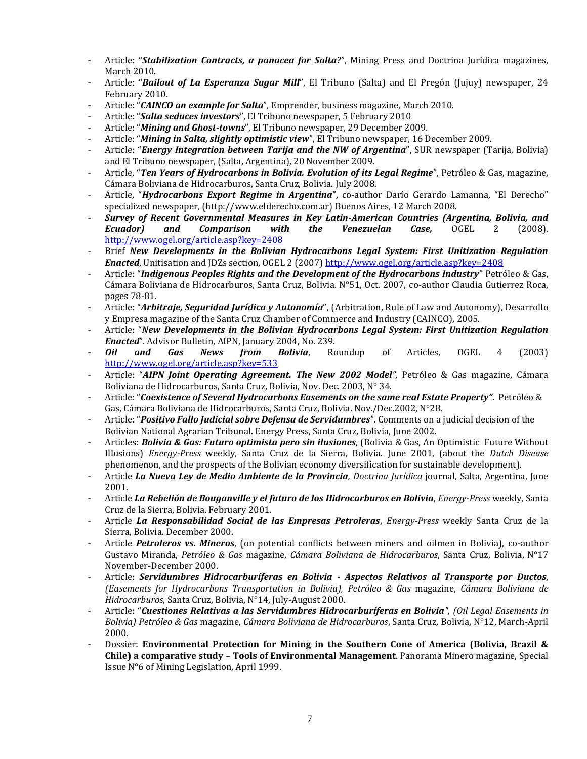- Article: "***Stabilization Contracts, a panacea for Salta?***", Mining Press and Doctrina Jurídica magazines, March 2010.
- Article: "***Bailout of La Esperanza Sugar Mill***", El Tribuno (Salta) and El Pregón (Jujuy) newspaper, 24 February 2010.
- Article: "***CAINCO an example for Salta***", Emprender, business magazine, March 2010.
- Article: "***Salta seduces investors***", El Tribuno newspaper, 5 February 2010
- Article: "***Mining and Ghost-towns***", El Tribuno newspaper, 29 December 2009.
- Article: "***Mining in Salta, slightly optimistic view***", El Tribuno newspaper, 16 December 2009.
- Article: "***Energy Integration between Tarija and the NW of Argentina***", SUR newspaper (Tarija, Bolivia) and El Tribuno newspaper, (Salta, Argentina), 20 November 2009.
- Article, "***Ten Years of Hydrocarbons in Bolivia. Evolution of its Legal Regime***", Petróleo & Gas, magazine, Cámara Boliviana de Hidrocarburos, Santa Cruz, Bolivia. July 2008.
- Article, "***Hydrocarbons Export Regime in Argentina***", co-author Darío Gerardo Lamanna, "El Derecho" specialized newspaper, (http://www.elderecho.com.ar) Buenos Aires, 12 March 2008.
- ***Survey of Recent Governmental Measures in Key Latin-American Countries (Argentina, Bolivia, and Ecuador) and Comparison with the Venezuelan Case,*** OGEL 2 (2008). http://www.ogel.org/article.asp?key=2408
- Brief ***New Developments in the Bolivian Hydrocarbons Legal System: First Unitization Regulation Enacted***, Unitisation and JDZs section, OGEL 2 (2007) http://www.ogel.org/article.asp?key=2408
- Article: "***Indigenous Peoples Rights and the Development of the Hydrocarbons Industry***" Petróleo & Gas, Cámara Boliviana de Hidrocarburos, Santa Cruz, Bolivia. N°51, Oct. 2007, co-author Claudia Gutierrez Roca, pages 78-81.
- Article: "***Arbitraje, Seguridad Jurídica y Autonomía***", (Arbitration, Rule of Law and Autonomy), Desarrollo y Empresa magazine of the Santa Cruz Chamber of Commerce and Industry (CAINCO), 2005.
- Article: "***New Developments in the Bolivian Hydrocarbons Legal System: First Unitization Regulation Enacted***". Advisor Bulletin, AIPN, January 2004, No. 239.
- ***Oil and Gas News from Bolivia***, Roundup of Articles, OGEL 4 (2003) http://www.ogel.org/article.asp?key=533
- Article: "***AIPN Joint Operating Agreement. The New 2002 Model***", Petróleo & Gas magazine, Cámara Boliviana de Hidrocarburos, Santa Cruz, Bolivia, Nov. Dec. 2003, N° 34.
- Article: "***Coexistence of Several Hydrocarbons Easements on the same real Estate Property***". Petróleo & Gas, Cámara Boliviana de Hidrocarburos, Santa Cruz, Bolivia. Nov./Dec.2002, N°28.
- Article: "***Positivo Fallo Judicial sobre Defensa de Servidumbres***". Comments on a judicial decision of the Bolivian National Agrarian Tribunal. Energy Press, Santa Cruz, Bolivia, June 2002.
- Articles: ***Bolivia & Gas: Futuro optimista pero sin ilusiones***, (Bolivia & Gas, An Optimistic Future Without Illusions) *Energy-Press* weekly, Santa Cruz de la Sierra, Bolivia. June 2001, (about the *Dutch Disease* phenomenon, and the prospects of the Bolivian economy diversification for sustainable development).
- Article ***La Nueva Ley de Medio Ambiente de la Provincia**, Doctrina Jurídica* journal, Salta, Argentina, June 2001.
- Article ***La Rebelión de Bouganville y el futuro de los Hidrocarburos en Bolivia***, *Energy-Press* weekly, Santa Cruz de la Sierra, Bolivia. February 2001.
- Article ***La Responsabilidad Social de las Empresas Petroleras***, *Energy-Press* weekly Santa Cruz de la Sierra, Bolivia. December 2000.
- Article ***Petroleros vs. Mineros***, (on potential conflicts between miners and oilmen in Bolivia), co-author Gustavo Miranda, *Petróleo & Gas* magazine, *Cámara Boliviana de Hidrocarburos*, Santa Cruz, Bolivia, N°17 November-December 2000.
- Article: ***Servidumbres Hidrocarburíferas en Bolivia - Aspectos Relativos al Transporte por Ductos**, (Easements for Hydrocarbons Transportation in Bolivia), Petróleo & Gas* magazine, *Cámara Boliviana de Hidrocarburos*, Santa Cruz, Bolivia, N°14, July-August 2000.
- Article: "***Cuestiones Relativas a las Servidumbres Hidrocarburíferas en Bolivia**", (Oil Legal Easements in Bolivia) Petróleo & Gas* magazine, *Cámara Boliviana de Hidrocarburos*, Santa Cruz, Bolivia, N°12, March-April 2000.
- Dossier: **Environmental Protection for Mining in the Southern Cone of America (Bolivia, Brazil & Chile) a comparative study – Tools of Environmental Management**. Panorama Minero magazine, Special Issue N°6 of Mining Legislation, April 1999.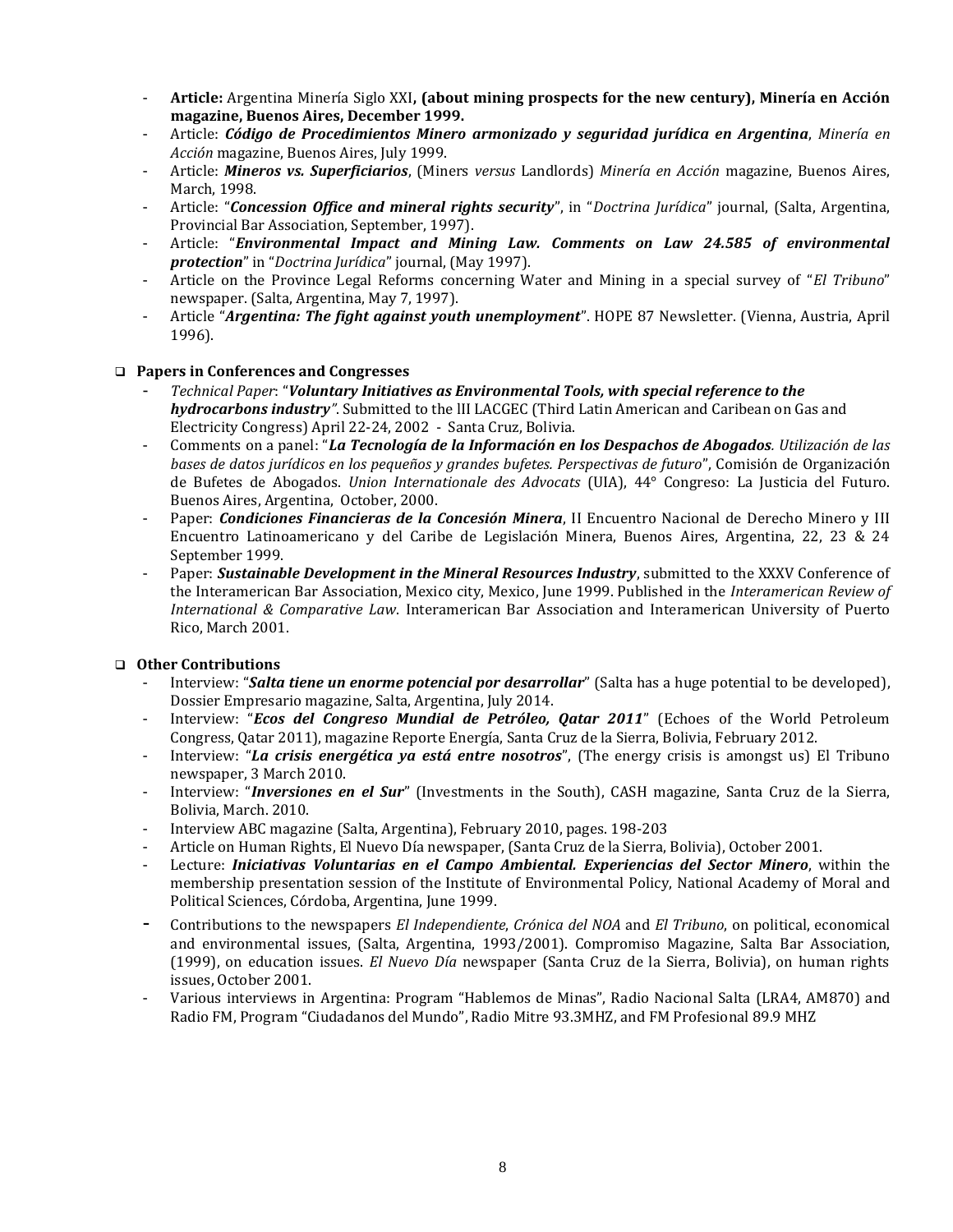- **Article:** Argentina Minería Siglo XXI**, (about mining prospects for the new century), Minería en Acción magazine, Buenos Aires, December 1999.**
- Article: ***Código de Procedimientos Minero armonizado y seguridad jurídica en Argentina***, *Minería en Acción* magazine, Buenos Aires, July 1999.
- Article: ***Mineros vs. Superficiarios***, (Miners *versus* Landlords) *Minería en Acción* magazine, Buenos Aires, March, 1998.
- Article: "***Concession Office and mineral rights security***", in "*Doctrina Jurídica*" journal, (Salta, Argentina, Provincial Bar Association, September, 1997).
- Article: "***Environmental Impact and Mining Law. Comments on Law 24.585 of environmental protection***" in "*Doctrina Jurídica*" journal, (May 1997).
- Article on the Province Legal Reforms concerning Water and Mining in a special survey of "*El Tribuno*" newspaper. (Salta, Argentina, May 7, 1997).
- Article "***Argentina: The fight against youth unemployment***". HOPE 87 Newsletter. (Vienna, Austria, April 1996).

## Papers in Conferences and Congresses

- *Technical Paper*: "***Voluntary Initiatives as Environmental Tools, with special reference to the hydrocarbons industry"***. Submitted to the III LACGEC (Third Latin American and Caribean on Gas and Electricity Congress) April 22-24, 2002 - Santa Cruz, Bolivia.
- Comments on a panel: "***La Tecnología de la Información en los Despachos de Abogados****. Utilización de las bases de datos jurídicos en los pequeños y grandes bufetes. Perspectivas de futuro*", Comisión de Organización de Bufetes de Abogados. *Union Internationale des Advocats* (UIA), 44° Congreso: La Justicia del Futuro. Buenos Aires, Argentina, October, 2000.
- Paper: ***Condiciones Financieras de la Concesión Minera***, II Encuentro Nacional de Derecho Minero y III Encuentro Latinoamericano y del Caribe de Legislación Minera, Buenos Aires, Argentina, 22, 23 & 24 September 1999.
- Paper: ***Sustainable Development in the Mineral Resources Industry***, submitted to the XXXV Conference of the Interamerican Bar Association, Mexico city, Mexico, June 1999. Published in the *Interamerican Review of International & Comparative Law*. Interamerican Bar Association and Interamerican University of Puerto Rico, March 2001.

## Other Contributions

- Interview: "***Salta tiene un enorme potencial por desarrollar***" (Salta has a huge potential to be developed), Dossier Empresario magazine, Salta, Argentina, July 2014.
- Interview: "***Ecos del Congreso Mundial de Petróleo, Qatar 2011***" (Echoes of the World Petroleum Congress, Qatar 2011), magazine Reporte Energía, Santa Cruz de la Sierra, Bolivia, February 2012.
- Interview: "***La crisis energética ya está entre nosotros***", (The energy crisis is amongst us) El Tribuno newspaper, 3 March 2010.
- Interview: "***Inversiones en el Sur***" (Investments in the South), CASH magazine, Santa Cruz de la Sierra, Bolivia, March. 2010.
- Interview ABC magazine (Salta, Argentina), February 2010, pages. 198-203
- Article on Human Rights, El Nuevo Día newspaper, (Santa Cruz de la Sierra, Bolivia), October 2001.
- Lecture: ***Iniciativas Voluntarias en el Campo Ambiental. Experiencias del Sector Minero***, within the membership presentation session of the Institute of Environmental Policy, National Academy of Moral and Political Sciences, Córdoba, Argentina, June 1999.
- Contributions to the newspapers *El Independiente*, *Crónica del NOA* and *El Tribuno*, on political, economical and environmental issues, (Salta, Argentina, 1993/2001). Compromiso Magazine, Salta Bar Association, (1999), on education issues. *El Nuevo Día* newspaper (Santa Cruz de la Sierra, Bolivia), on human rights issues, October 2001.
- Various interviews in Argentina: Program "Hablemos de Minas", Radio Nacional Salta (LRA4, AM870) and Radio FM, Program "Ciudadanos del Mundo", Radio Mitre 93.3MHZ, and FM Profesional 89.9 MHZ